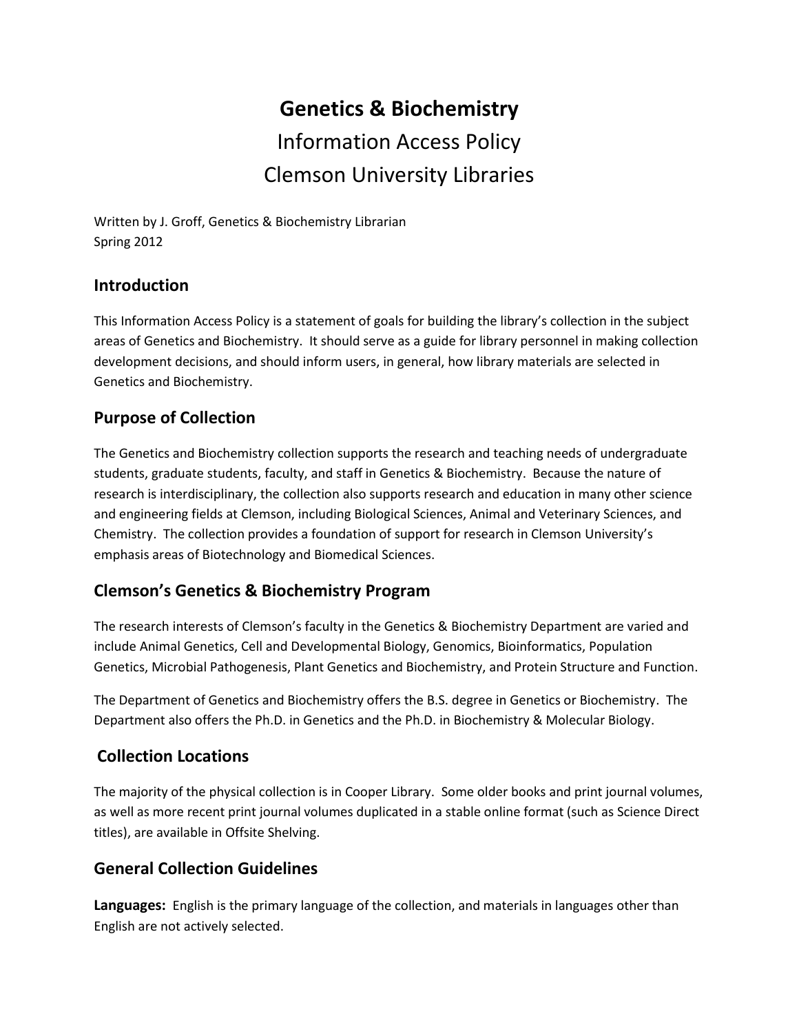# Genetics & Biochemistry

Information Access Policy

Clemson University Libraries

Written by J. Groff, Genetics & Biochemistry Librarian
Spring 2012

## Introduction

This Information Access Policy is a statement of goals for building the library's collection in the subject areas of Genetics and Biochemistry. It should serve as a guide for library personnel in making collection development decisions, and should inform users, in general, how library materials are selected in Genetics and Biochemistry.

## Purpose of Collection

The Genetics and Biochemistry collection supports the research and teaching needs of undergraduate students, graduate students, faculty, and staff in Genetics & Biochemistry. Because the nature of research is interdisciplinary, the collection also supports research and education in many other science and engineering fields at Clemson, including Biological Sciences, Animal and Veterinary Sciences, and Chemistry. The collection provides a foundation of support for research in Clemson University's emphasis areas of Biotechnology and Biomedical Sciences.

## Clemson's Genetics & Biochemistry Program

The research interests of Clemson's faculty in the Genetics & Biochemistry Department are varied and include Animal Genetics, Cell and Developmental Biology, Genomics, Bioinformatics, Population Genetics, Microbial Pathogenesis, Plant Genetics and Biochemistry, and Protein Structure and Function.

The Department of Genetics and Biochemistry offers the B.S. degree in Genetics or Biochemistry. The Department also offers the Ph.D. in Genetics and the Ph.D. in Biochemistry & Molecular Biology.

## Collection Locations

The majority of the physical collection is in Cooper Library. Some older books and print journal volumes, as well as more recent print journal volumes duplicated in a stable online format (such as Science Direct titles), are available in Offsite Shelving.

## General Collection Guidelines

**Languages:** English is the primary language of the collection, and materials in languages other than English are not actively selected.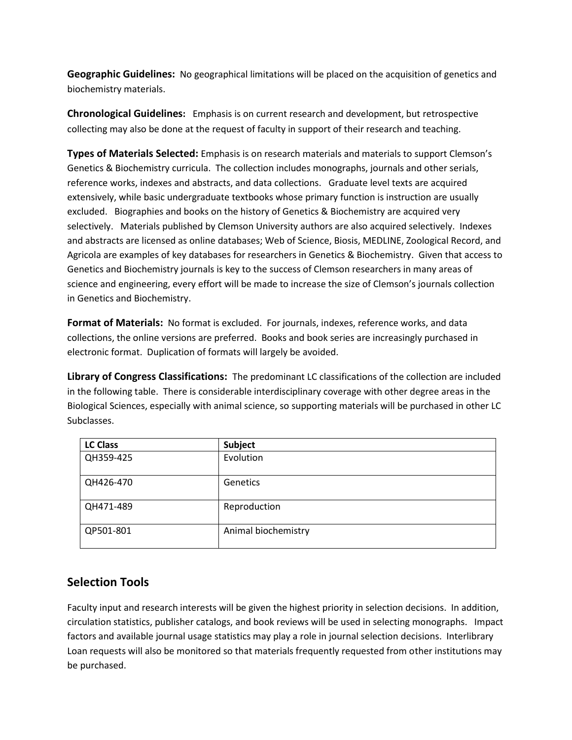**Geographic Guidelines:** No geographical limitations will be placed on the acquisition of genetics and biochemistry materials.

**Chronological Guidelines:** Emphasis is on current research and development, but retrospective collecting may also be done at the request of faculty in support of their research and teaching.

**Types of Materials Selected:** Emphasis is on research materials and materials to support Clemson's Genetics & Biochemistry curricula. The collection includes monographs, journals and other serials, reference works, indexes and abstracts, and data collections. Graduate level texts are acquired extensively, while basic undergraduate textbooks whose primary function is instruction are usually excluded. Biographies and books on the history of Genetics & Biochemistry are acquired very selectively. Materials published by Clemson University authors are also acquired selectively. Indexes and abstracts are licensed as online databases; Web of Science, Biosis, MEDLINE, Zoological Record, and Agricola are examples of key databases for researchers in Genetics & Biochemistry. Given that access to Genetics and Biochemistry journals is key to the success of Clemson researchers in many areas of science and engineering, every effort will be made to increase the size of Clemson's journals collection in Genetics and Biochemistry.

**Format of Materials:** No format is excluded. For journals, indexes, reference works, and data collections, the online versions are preferred. Books and book series are increasingly purchased in electronic format. Duplication of formats will largely be avoided.

**Library of Congress Classifications:** The predominant LC classifications of the collection are included in the following table. There is considerable interdisciplinary coverage with other degree areas in the Biological Sciences, especially with animal science, so supporting materials will be purchased in other LC Subclasses.

| LC Class | Subject |
|---|---|
| QH359-425 | Evolution |
| QH426-470 | Genetics |
| QH471-489 | Reproduction |
| QP501-801 | Animal biochemistry |

## Selection Tools

Faculty input and research interests will be given the highest priority in selection decisions. In addition, circulation statistics, publisher catalogs, and book reviews will be used in selecting monographs. Impact factors and available journal usage statistics may play a role in journal selection decisions. Interlibrary Loan requests will also be monitored so that materials frequently requested from other institutions may be purchased.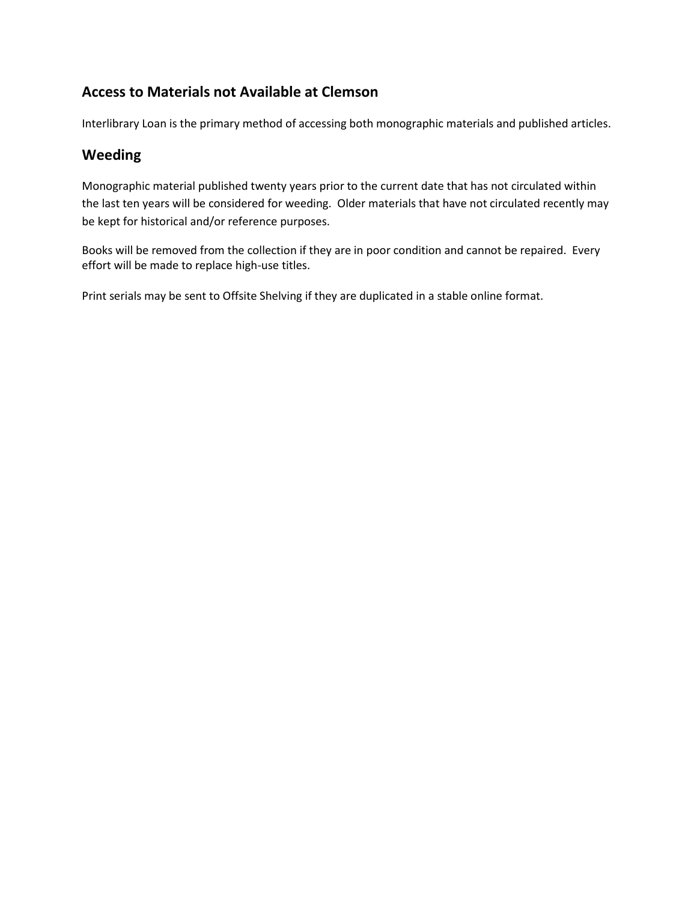## Access to Materials not Available at Clemson

Interlibrary Loan is the primary method of accessing both monographic materials and published articles.

## Weeding

Monographic material published twenty years prior to the current date that has not circulated within the last ten years will be considered for weeding. Older materials that have not circulated recently may be kept for historical and/or reference purposes.

Books will be removed from the collection if they are in poor condition and cannot be repaired. Every effort will be made to replace high-use titles.

Print serials may be sent to Offsite Shelving if they are duplicated in a stable online format.